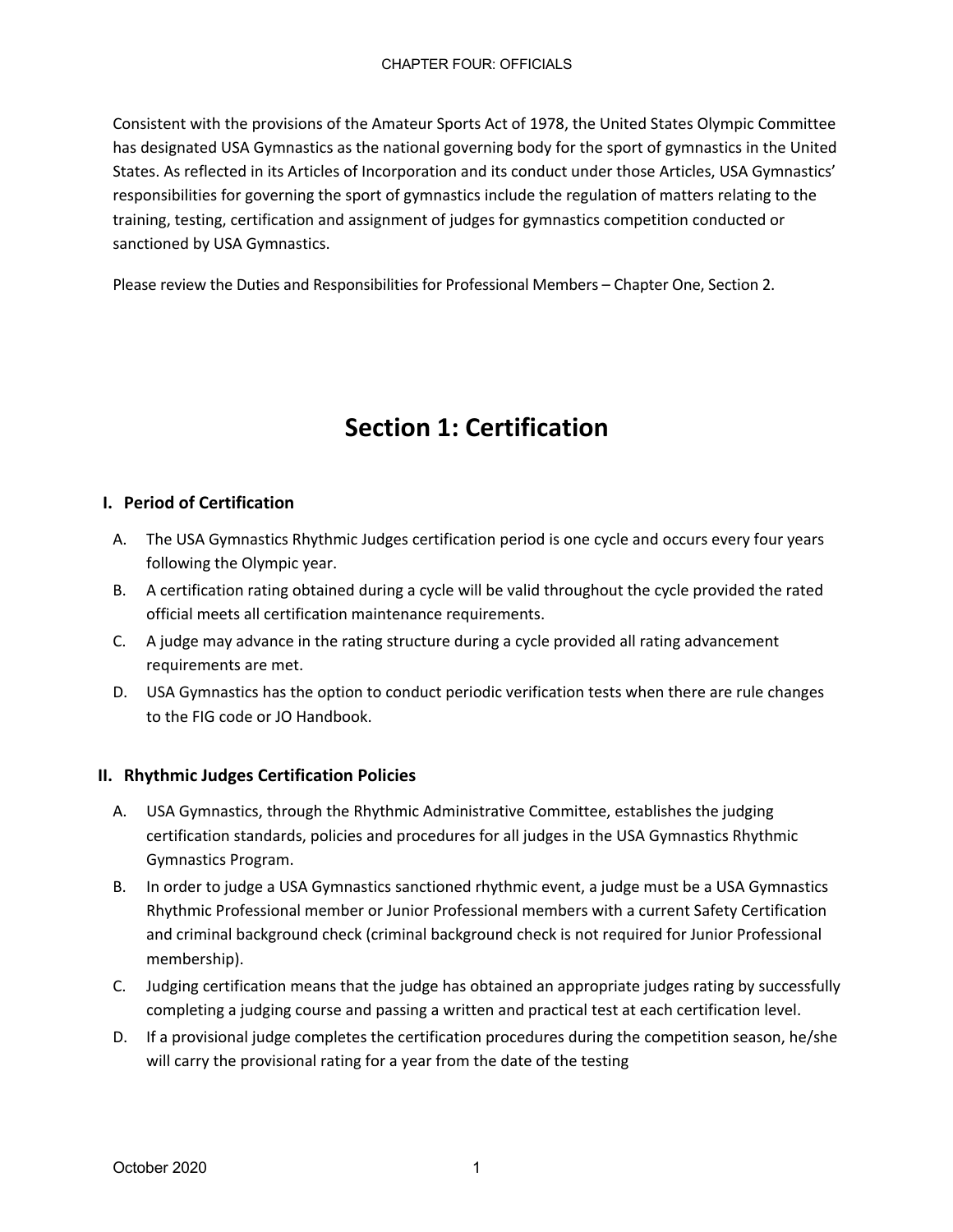Consistent with the provisions of the Amateur Sports Act of 1978, the United States Olympic Committee has designated USA Gymnastics as the national governing body for the sport of gymnastics in the United States. As reflected in its Articles of Incorporation and its conduct under those Articles, USA Gymnastics' responsibilities for governing the sport of gymnastics include the regulation of matters relating to the training, testing, certification and assignment of judges for gymnastics competition conducted or sanctioned by USA Gymnastics.

Please review the Duties and Responsibilities for Professional Members – Chapter One, Section 2.

# Section 1: Certification

## I. Period of Certification

A. The USA Gymnastics Rhythmic Judges certification period is one cycle and occurs every four years following the Olympic year.

B. A certification rating obtained during a cycle will be valid throughout the cycle provided the rated official meets all certification maintenance requirements.

C. A judge may advance in the rating structure during a cycle provided all rating advancement requirements are met.

D. USA Gymnastics has the option to conduct periodic verification tests when there are rule changes to the FIG code or JO Handbook.

## II. Rhythmic Judges Certification Policies

A. USA Gymnastics, through the Rhythmic Administrative Committee, establishes the judging certification standards, policies and procedures for all judges in the USA Gymnastics Rhythmic Gymnastics Program.

B. In order to judge a USA Gymnastics sanctioned rhythmic event, a judge must be a USA Gymnastics Rhythmic Professional member or Junior Professional members with a current Safety Certification and criminal background check (criminal background check is not required for Junior Professional membership).

C. Judging certification means that the judge has obtained an appropriate judges rating by successfully completing a judging course and passing a written and practical test at each certification level.

D. If a provisional judge completes the certification procedures during the competition season, he/she will carry the provisional rating for a year from the date of the testing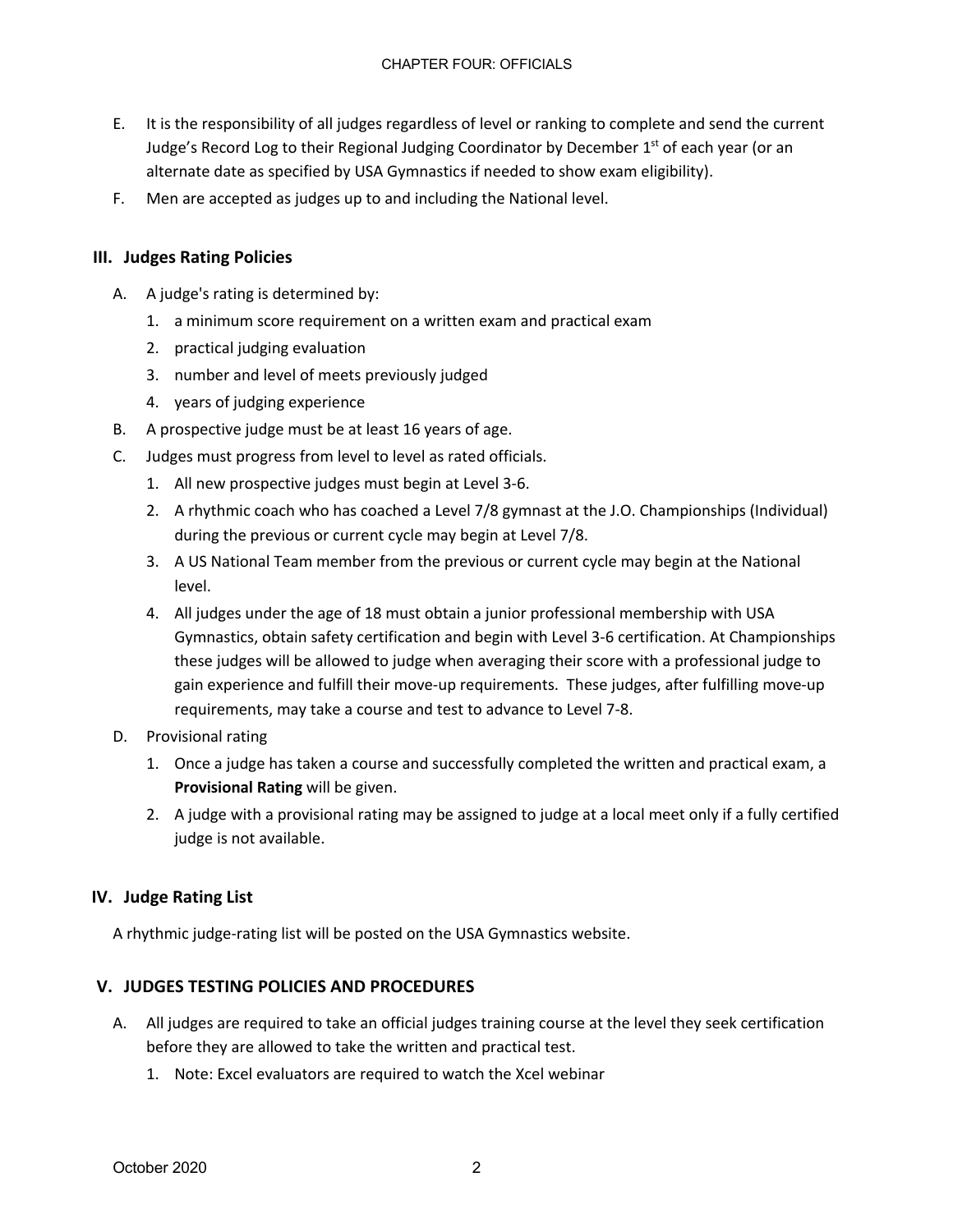E. It is the responsibility of all judges regardless of level or ranking to complete and send the current Judge's Record Log to their Regional Judging Coordinator by December 1st of each year (or an alternate date as specified by USA Gymnastics if needed to show exam eligibility).

F. Men are accepted as judges up to and including the National level.

## III. Judges Rating Policies

A. A judge's rating is determined by:
   1. a minimum score requirement on a written exam and practical exam
   2. practical judging evaluation
   3. number and level of meets previously judged
   4. years of judging experience

B. A prospective judge must be at least 16 years of age.

C. Judges must progress from level to level as rated officials.
   1. All new prospective judges must begin at Level 3-6.
   2. A rhythmic coach who has coached a Level 7/8 gymnast at the J.O. Championships (Individual) during the previous or current cycle may begin at Level 7/8.
   3. A US National Team member from the previous or current cycle may begin at the National level.
   4. All judges under the age of 18 must obtain a junior professional membership with USA Gymnastics, obtain safety certification and begin with Level 3-6 certification. At Championships these judges will be allowed to judge when averaging their score with a professional judge to gain experience and fulfill their move-up requirements. These judges, after fulfilling move-up requirements, may take a course and test to advance to Level 7-8.

D. Provisional rating
   1. Once a judge has taken a course and successfully completed the written and practical exam, a **Provisional Rating** will be given.
   2. A judge with a provisional rating may be assigned to judge at a local meet only if a fully certified judge is not available.

## IV. Judge Rating List

A rhythmic judge-rating list will be posted on the USA Gymnastics website.

## V. JUDGES TESTING POLICIES AND PROCEDURES

A. All judges are required to take an official judges training course at the level they seek certification before they are allowed to take the written and practical test.
   1. Note: Excel evaluators are required to watch the Xcel webinar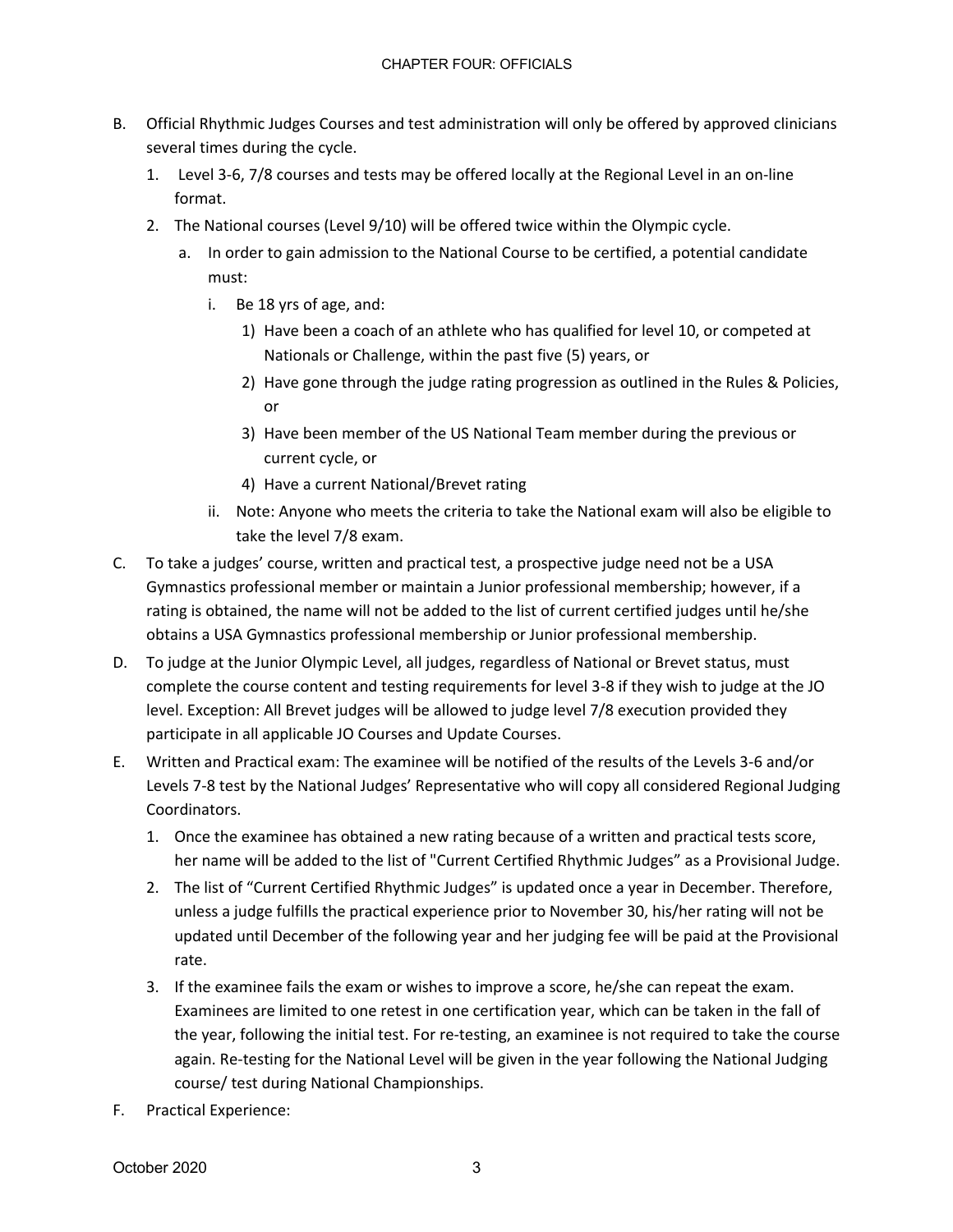B. Official Rhythmic Judges Courses and test administration will only be offered by approved clinicians several times during the cycle.

   1. Level 3-6, 7/8 courses and tests may be offered locally at the Regional Level in an on-line format.
   2. The National courses (Level 9/10) will be offered twice within the Olympic cycle.
      a. In order to gain admission to the National Course to be certified, a potential candidate must:
         i. Be 18 yrs of age, and:
            1) Have been a coach of an athlete who has qualified for level 10, or competed at Nationals or Challenge, within the past five (5) years, or
            2) Have gone through the judge rating progression as outlined in the Rules & Policies, or
            3) Have been member of the US National Team member during the previous or current cycle, or
            4) Have a current National/Brevet rating
         ii. Note: Anyone who meets the criteria to take the National exam will also be eligible to take the level 7/8 exam.

C. To take a judges' course, written and practical test, a prospective judge need not be a USA Gymnastics professional member or maintain a Junior professional membership; however, if a rating is obtained, the name will not be added to the list of current certified judges until he/she obtains a USA Gymnastics professional membership or Junior professional membership.

D. To judge at the Junior Olympic Level, all judges, regardless of National or Brevet status, must complete the course content and testing requirements for level 3-8 if they wish to judge at the JO level. Exception: All Brevet judges will be allowed to judge level 7/8 execution provided they participate in all applicable JO Courses and Update Courses.

E. Written and Practical exam: The examinee will be notified of the results of the Levels 3-6 and/or Levels 7-8 test by the National Judges' Representative who will copy all considered Regional Judging Coordinators.

   1. Once the examinee has obtained a new rating because of a written and practical tests score, her name will be added to the list of "Current Certified Rhythmic Judges" as a Provisional Judge.
   2. The list of "Current Certified Rhythmic Judges" is updated once a year in December. Therefore, unless a judge fulfills the practical experience prior to November 30, his/her rating will not be updated until December of the following year and her judging fee will be paid at the Provisional rate.
   3. If the examinee fails the exam or wishes to improve a score, he/she can repeat the exam. Examinees are limited to one retest in one certification year, which can be taken in the fall of the year, following the initial test. For re-testing, an examinee is not required to take the course again. Re-testing for the National Level will be given in the year following the National Judging course/ test during National Championships.

F. Practical Experience: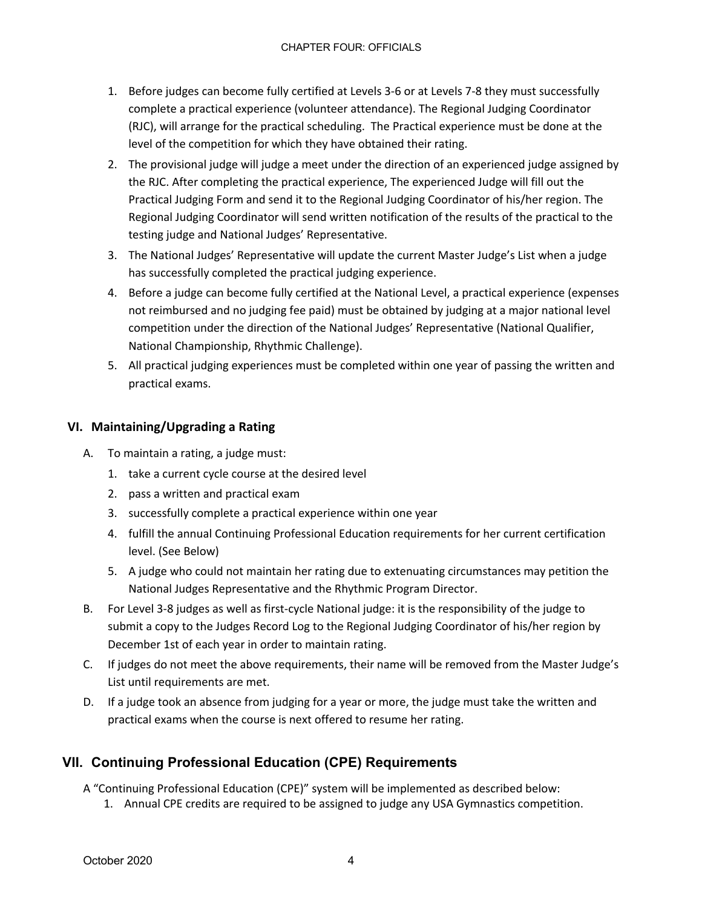1. Before judges can become fully certified at Levels 3-6 or at Levels 7-8 they must successfully complete a practical experience (volunteer attendance). The Regional Judging Coordinator (RJC), will arrange for the practical scheduling. The Practical experience must be done at the level of the competition for which they have obtained their rating.
2. The provisional judge will judge a meet under the direction of an experienced judge assigned by the RJC. After completing the practical experience, The experienced Judge will fill out the Practical Judging Form and send it to the Regional Judging Coordinator of his/her region. The Regional Judging Coordinator will send written notification of the results of the practical to the testing judge and National Judges' Representative.
3. The National Judges' Representative will update the current Master Judge's List when a judge has successfully completed the practical judging experience.
4. Before a judge can become fully certified at the National Level, a practical experience (expenses not reimbursed and no judging fee paid) must be obtained by judging at a major national level competition under the direction of the National Judges' Representative (National Qualifier, National Championship, Rhythmic Challenge).
5. All practical judging experiences must be completed within one year of passing the written and practical exams.

### VI. Maintaining/Upgrading a Rating

A. To maintain a rating, a judge must:
   1. take a current cycle course at the desired level
   2. pass a written and practical exam
   3. successfully complete a practical experience within one year
   4. fulfill the annual Continuing Professional Education requirements for her current certification level. (See Below)
   5. A judge who could not maintain her rating due to extenuating circumstances may petition the National Judges Representative and the Rhythmic Program Director.

B. For Level 3-8 judges as well as first-cycle National judge: it is the responsibility of the judge to submit a copy to the Judges Record Log to the Regional Judging Coordinator of his/her region by December 1st of each year in order to maintain rating.

C. If judges do not meet the above requirements, their name will be removed from the Master Judge's List until requirements are met.

D. If a judge took an absence from judging for a year or more, the judge must take the written and practical exams when the course is next offered to resume her rating.

## VII. Continuing Professional Education (CPE) Requirements

A "Continuing Professional Education (CPE)" system will be implemented as described below:

1. Annual CPE credits are required to be assigned to judge any USA Gymnastics competition.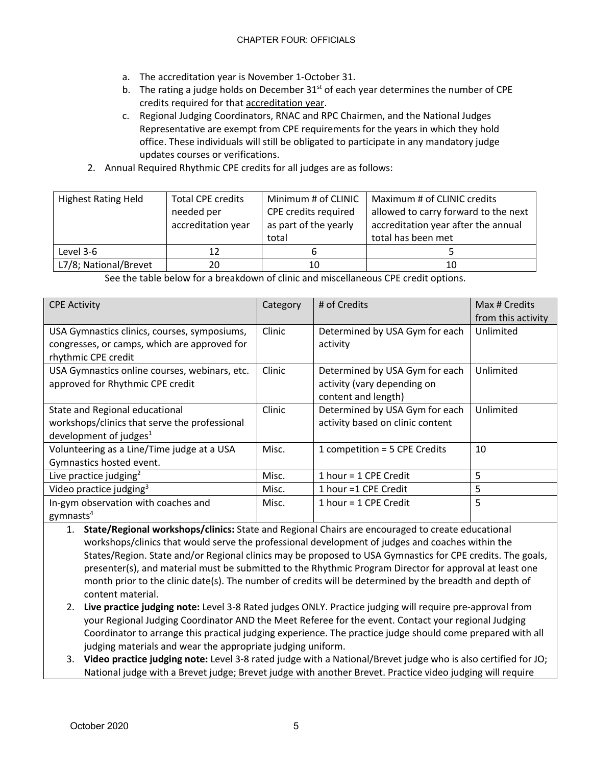a. The accreditation year is November 1-October 31.
b. The rating a judge holds on December 31st of each year determines the number of CPE credits required for that accreditation year.
c. Regional Judging Coordinators, RNAC and RPC Chairmen, and the National Judges Representative are exempt from CPE requirements for the years in which they hold office. These individuals will still be obligated to participate in any mandatory judge updates courses or verifications.

2. Annual Required Rhythmic CPE credits for all judges are as follows:

| Highest Rating Held | Total CPE credits needed per accreditation year | Minimum # of CLINIC CPE credits required as part of the yearly total | Maximum # of CLINIC credits allowed to carry forward to the next accreditation year after the annual total has been met |
|---|---|---|---|
| Level 3-6 | 12 | 6 | 5 |
| L7/8; National/Brevet | 20 | 10 | 10 |

See the table below for a breakdown of clinic and miscellaneous CPE credit options.

| CPE Activity | Category | # of Credits | Max # Credits from this activity |
|---|---|---|---|
| USA Gymnastics clinics, courses, symposiums, congresses, or camps, which are approved for rhythmic CPE credit | Clinic | Determined by USA Gym for each activity | Unlimited |
| USA Gymnastics online courses, webinars, etc. approved for Rhythmic CPE credit | Clinic | Determined by USA Gym for each activity (vary depending on content and length) | Unlimited |
| State and Regional educational workshops/clinics that serve the professional development of judges[1] | Clinic | Determined by USA Gym for each activity based on clinic content | Unlimited |
| Volunteering as a Line/Time judge at a USA Gymnastics hosted event. | Misc. | 1 competition = 5 CPE Credits | 10 |
| Live practice judging[2] | Misc. | 1 hour = 1 CPE Credit | 5 |
| Video practice judging[3] | Misc. | 1 hour =1 CPE Credit | 5 |
| In-gym observation with coaches and gymnasts[4] | Misc. | 1 hour = 1 CPE Credit | 5 |

1. **State/Regional workshops/clinics:** State and Regional Chairs are encouraged to create educational workshops/clinics that would serve the professional development of judges and coaches within the States/Region. State and/or Regional clinics may be proposed to USA Gymnastics for CPE credits. The goals, presenter(s), and material must be submitted to the Rhythmic Program Director for approval at least one month prior to the clinic date(s). The number of credits will be determined by the breadth and depth of content material.
2. **Live practice judging note:** Level 3-8 Rated judges ONLY. Practice judging will require pre-approval from your Regional Judging Coordinator AND the Meet Referee for the event. Contact your regional Judging Coordinator to arrange this practical judging experience. The practice judge should come prepared with all judging materials and wear the appropriate judging uniform.
3. **Video practice judging note:** Level 3-8 rated judge with a National/Brevet judge who is also certified for JO; National judge with a Brevet judge; Brevet judge with another Brevet. Practice video judging will require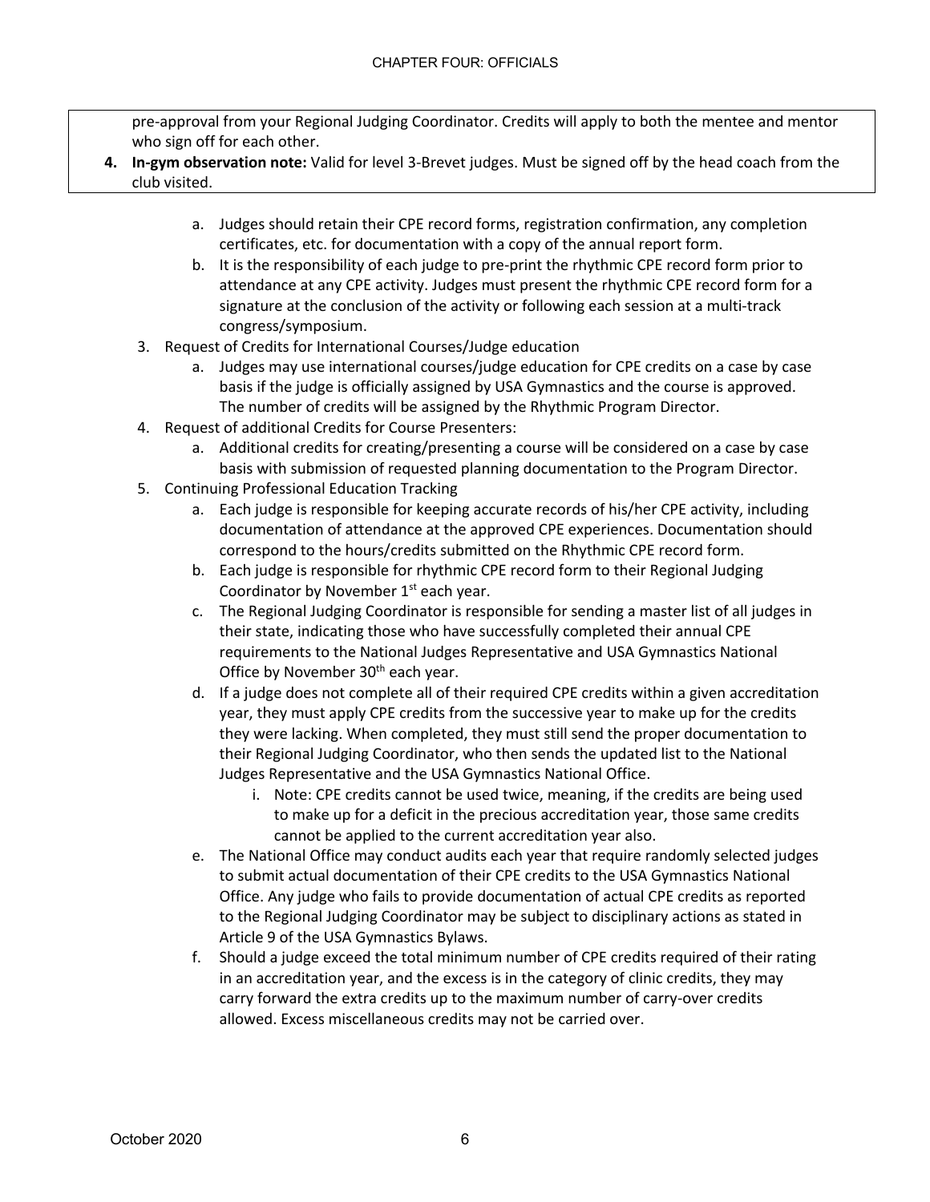pre-approval from your Regional Judging Coordinator. Credits will apply to both the mentee and mentor who sign off for each other.

4. **In-gym observation note:** Valid for level 3-Brevet judges. Must be signed off by the head coach from the club visited.

   a. Judges should retain their CPE record forms, registration confirmation, any completion certificates, etc. for documentation with a copy of the annual report form.
   b. It is the responsibility of each judge to pre-print the rhythmic CPE record form prior to attendance at any CPE activity. Judges must present the rhythmic CPE record form for a signature at the conclusion of the activity or following each session at a multi-track congress/symposium.

3. Request of Credits for International Courses/Judge education
   a. Judges may use international courses/judge education for CPE credits on a case by case basis if the judge is officially assigned by USA Gymnastics and the course is approved. The number of credits will be assigned by the Rhythmic Program Director.
4. Request of additional Credits for Course Presenters:
   a. Additional credits for creating/presenting a course will be considered on a case by case basis with submission of requested planning documentation to the Program Director.
5. Continuing Professional Education Tracking
   a. Each judge is responsible for keeping accurate records of his/her CPE activity, including documentation of attendance at the approved CPE experiences. Documentation should correspond to the hours/credits submitted on the Rhythmic CPE record form.
   b. Each judge is responsible for rhythmic CPE record form to their Regional Judging Coordinator by November 1st each year.
   c. The Regional Judging Coordinator is responsible for sending a master list of all judges in their state, indicating those who have successfully completed their annual CPE requirements to the National Judges Representative and USA Gymnastics National Office by November 30th each year.
   d. If a judge does not complete all of their required CPE credits within a given accreditation year, they must apply CPE credits from the successive year to make up for the credits they were lacking. When completed, they must still send the proper documentation to their Regional Judging Coordinator, who then sends the updated list to the National Judges Representative and the USA Gymnastics National Office.
      i. Note: CPE credits cannot be used twice, meaning, if the credits are being used to make up for a deficit in the precious accreditation year, those same credits cannot be applied to the current accreditation year also.
   e. The National Office may conduct audits each year that require randomly selected judges to submit actual documentation of their CPE credits to the USA Gymnastics National Office. Any judge who fails to provide documentation of actual CPE credits as reported to the Regional Judging Coordinator may be subject to disciplinary actions as stated in Article 9 of the USA Gymnastics Bylaws.
   f. Should a judge exceed the total minimum number of CPE credits required of their rating in an accreditation year, and the excess is in the category of clinic credits, they may carry forward the extra credits up to the maximum number of carry-over credits allowed. Excess miscellaneous credits may not be carried over.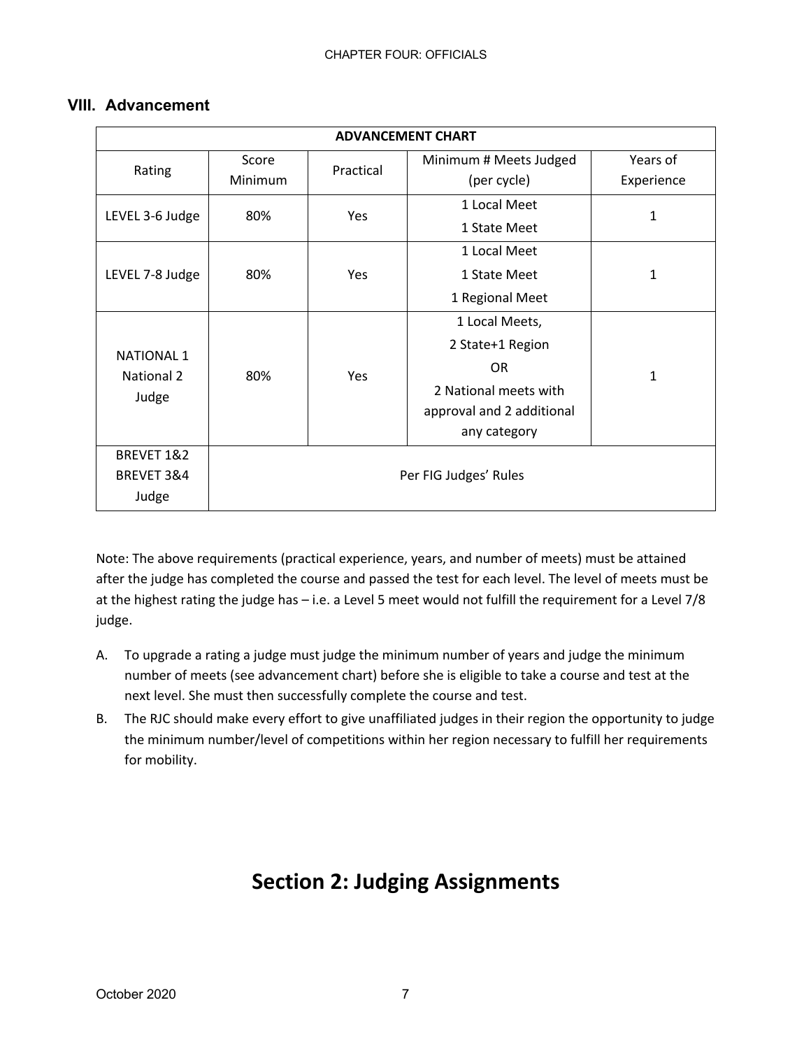## VIII. Advancement

| ADVANCEMENT CHART | | | | |
|---|---|---|---|---|
| Rating | Score Minimum | Practical | Minimum # Meets Judged (per cycle) | Years of Experience |
| LEVEL 3-6 Judge | 80% | Yes | 1 Local Meet<br>1 State Meet | 1 |
| LEVEL 7-8 Judge | 80% | Yes | 1 Local Meet<br>1 State Meet<br>1 Regional Meet | 1 |
| NATIONAL 1<br>National 2<br>Judge | 80% | Yes | 1 Local Meets,<br>2 State+1 Region<br>OR<br>2 National meets with approval and 2 additional any category | 1 |
| BREVET 1&2<br>BREVET 3&4<br>Judge | Per FIG Judges' Rules | | | |

Note: The above requirements (practical experience, years, and number of meets) must be attained after the judge has completed the course and passed the test for each level. The level of meets must be at the highest rating the judge has – i.e. a Level 5 meet would not fulfill the requirement for a Level 7/8 judge.

A. To upgrade a rating a judge must judge the minimum number of years and judge the minimum number of meets (see advancement chart) before she is eligible to take a course and test at the next level. She must then successfully complete the course and test.

B. The RJC should make every effort to give unaffiliated judges in their region the opportunity to judge the minimum number/level of competitions within her region necessary to fulfill her requirements for mobility.

# Section 2: Judging Assignments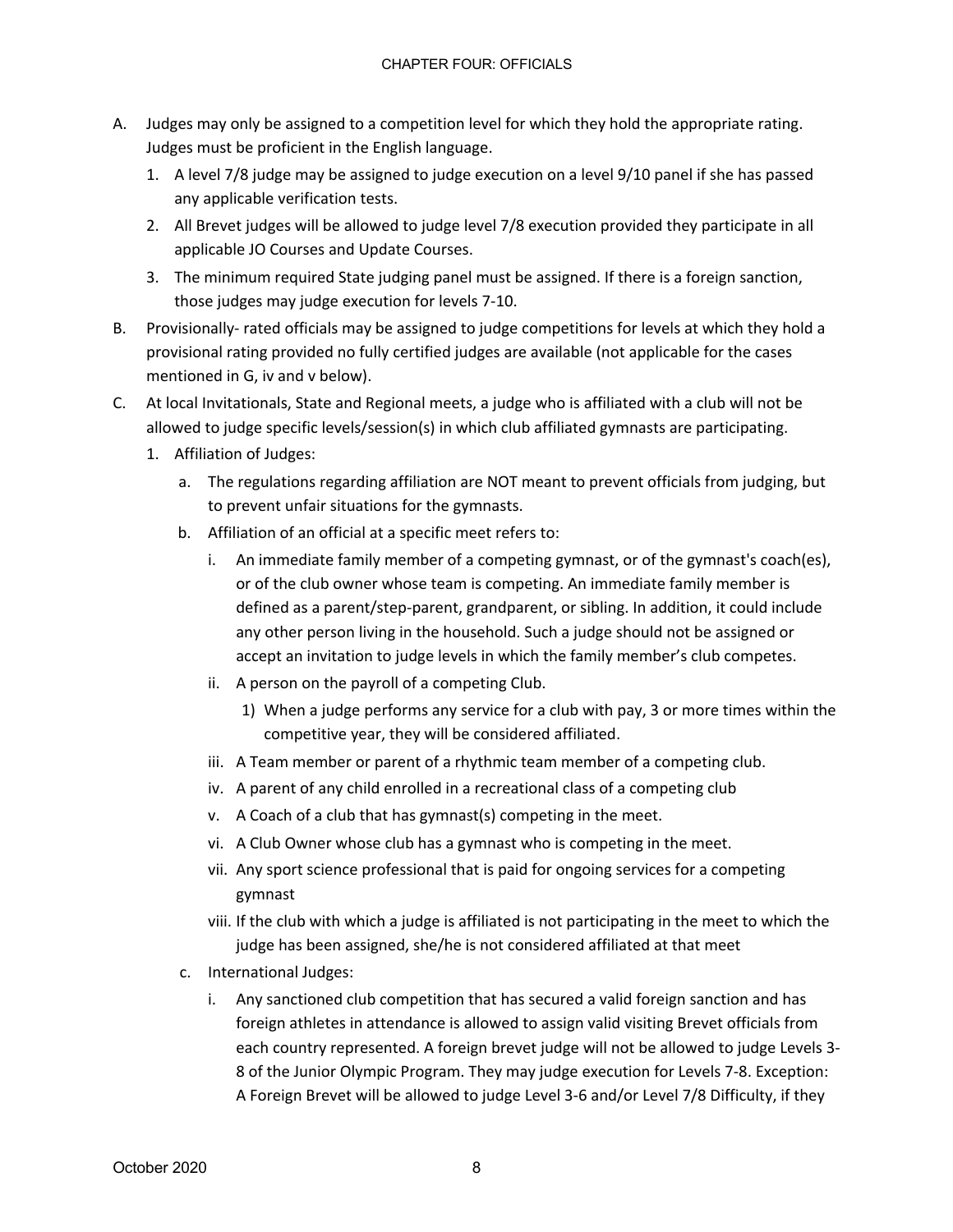A. Judges may only be assigned to a competition level for which they hold the appropriate rating. Judges must be proficient in the English language.
   1. A level 7/8 judge may be assigned to judge execution on a level 9/10 panel if she has passed any applicable verification tests.
   2. All Brevet judges will be allowed to judge level 7/8 execution provided they participate in all applicable JO Courses and Update Courses.
   3. The minimum required State judging panel must be assigned. If there is a foreign sanction, those judges may judge execution for levels 7-10.
B. Provisionally- rated officials may be assigned to judge competitions for levels at which they hold a provisional rating provided no fully certified judges are available (not applicable for the cases mentioned in G, iv and v below).
C. At local Invitationals, State and Regional meets, a judge who is affiliated with a club will not be allowed to judge specific levels/session(s) in which club affiliated gymnasts are participating.
   1. Affiliation of Judges:
      a. The regulations regarding affiliation are NOT meant to prevent officials from judging, but to prevent unfair situations for the gymnasts.
      b. Affiliation of an official at a specific meet refers to:
         i. An immediate family member of a competing gymnast, or of the gymnast's coach(es), or of the club owner whose team is competing. An immediate family member is defined as a parent/step-parent, grandparent, or sibling. In addition, it could include any other person living in the household. Such a judge should not be assigned or accept an invitation to judge levels in which the family member's club competes.
         ii. A person on the payroll of a competing Club.
            1) When a judge performs any service for a club with pay, 3 or more times within the competitive year, they will be considered affiliated.
         iii. A Team member or parent of a rhythmic team member of a competing club.
         iv. A parent of any child enrolled in a recreational class of a competing club
         v. A Coach of a club that has gymnast(s) competing in the meet.
         vi. A Club Owner whose club has a gymnast who is competing in the meet.
         vii. Any sport science professional that is paid for ongoing services for a competing gymnast
         viii. If the club with which a judge is affiliated is not participating in the meet to which the judge has been assigned, she/he is not considered affiliated at that meet
      c. International Judges:
         i. Any sanctioned club competition that has secured a valid foreign sanction and has foreign athletes in attendance is allowed to assign valid visiting Brevet officials from each country represented. A foreign brevet judge will not be allowed to judge Levels 3-8 of the Junior Olympic Program. They may judge execution for Levels 7-8. Exception: A Foreign Brevet will be allowed to judge Level 3-6 and/or Level 7/8 Difficulty, if they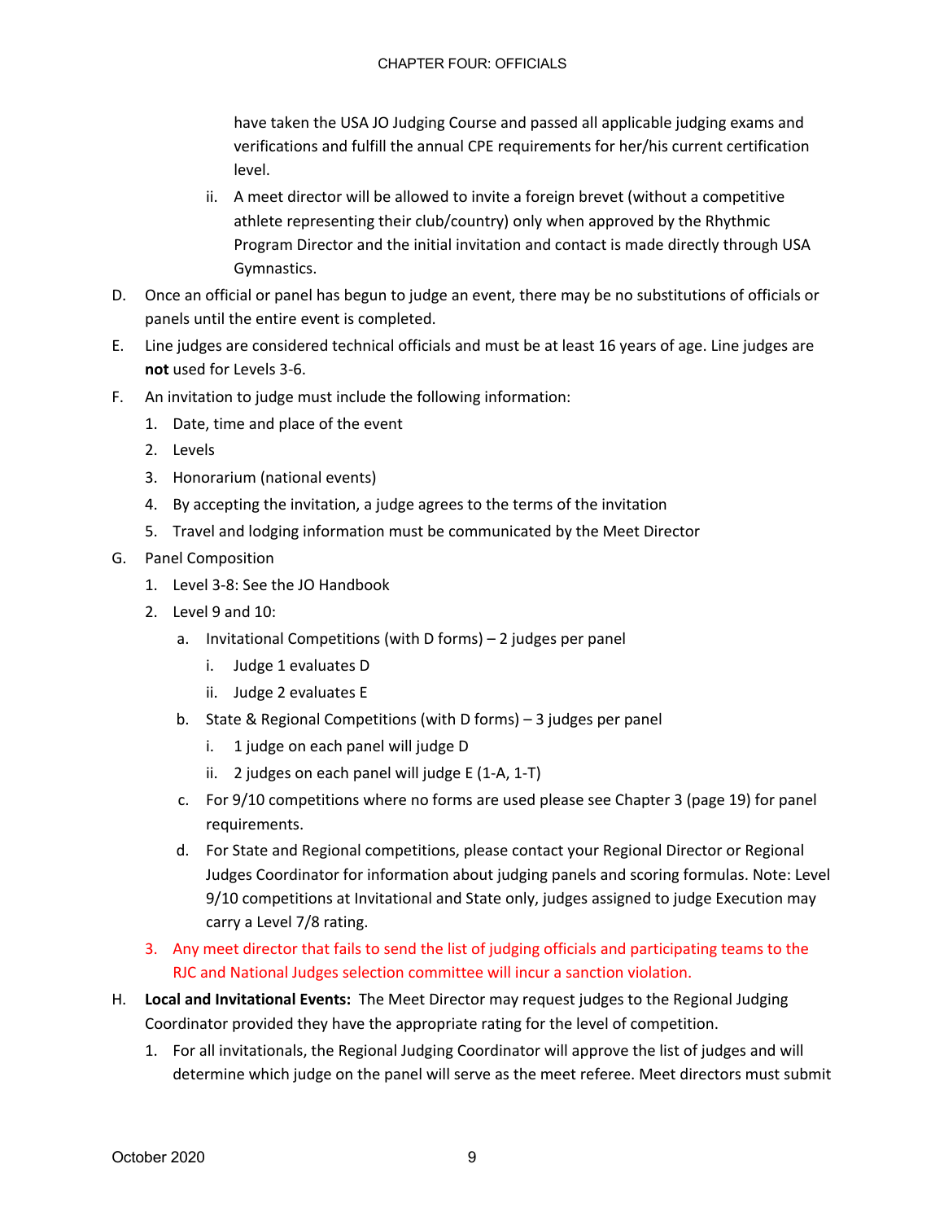have taken the USA JO Judging Course and passed all applicable judging exams and verifications and fulfill the annual CPE requirements for her/his current certification level.

   ii. A meet director will be allowed to invite a foreign brevet (without a competitive athlete representing their club/country) only when approved by the Rhythmic Program Director and the initial invitation and contact is made directly through USA Gymnastics.

D. Once an official or panel has begun to judge an event, there may be no substitutions of officials or panels until the entire event is completed.

E. Line judges are considered technical officials and must be at least 16 years of age. Line judges are **not** used for Levels 3-6.

F. An invitation to judge must include the following information:

   1. Date, time and place of the event
   2. Levels
   3. Honorarium (national events)
   4. By accepting the invitation, a judge agrees to the terms of the invitation
   5. Travel and lodging information must be communicated by the Meet Director

G. Panel Composition

   1. Level 3-8: See the JO Handbook
   2. Level 9 and 10:
      a. Invitational Competitions (with D forms) – 2 judges per panel
         i. Judge 1 evaluates D
         ii. Judge 2 evaluates E
      b. State & Regional Competitions (with D forms) – 3 judges per panel
         i. 1 judge on each panel will judge D
         ii. 2 judges on each panel will judge E (1-A, 1-T)
      c. For 9/10 competitions where no forms are used please see Chapter 3 (page 19) for panel requirements.
      d. For State and Regional competitions, please contact your Regional Director or Regional Judges Coordinator for information about judging panels and scoring formulas. Note: Level 9/10 competitions at Invitational and State only, judges assigned to judge Execution may carry a Level 7/8 rating.
   3. Any meet director that fails to send the list of judging officials and participating teams to the RJC and National Judges selection committee will incur a sanction violation.

H. **Local and Invitational Events:** The Meet Director may request judges to the Regional Judging Coordinator provided they have the appropriate rating for the level of competition.

   1. For all invitationals, the Regional Judging Coordinator will approve the list of judges and will determine which judge on the panel will serve as the meet referee. Meet directors must submit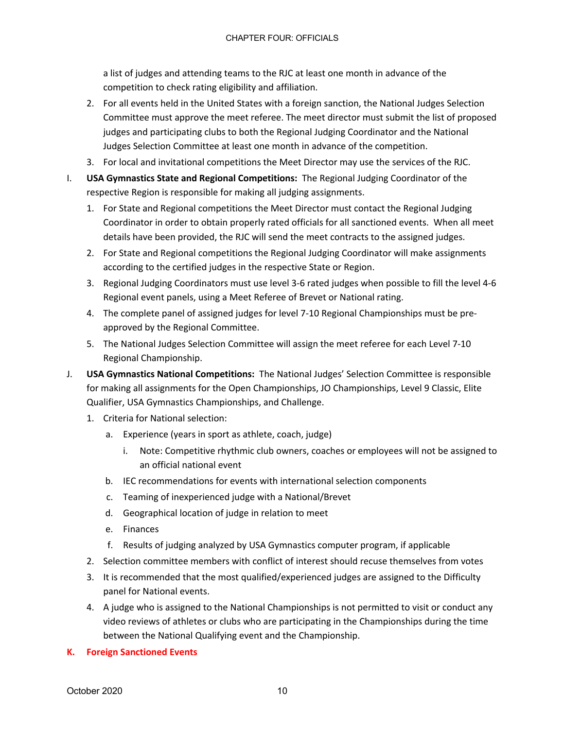a list of judges and attending teams to the RJC at least one month in advance of the competition to check rating eligibility and affiliation.

2. For all events held in the United States with a foreign sanction, the National Judges Selection Committee must approve the meet referee. The meet director must submit the list of proposed judges and participating clubs to both the Regional Judging Coordinator and the National Judges Selection Committee at least one month in advance of the competition.
3. For local and invitational competitions the Meet Director may use the services of the RJC.

I. **USA Gymnastics State and Regional Competitions:** The Regional Judging Coordinator of the respective Region is responsible for making all judging assignments.

1. For State and Regional competitions the Meet Director must contact the Regional Judging Coordinator in order to obtain properly rated officials for all sanctioned events. When all meet details have been provided, the RJC will send the meet contracts to the assigned judges.
2. For State and Regional competitions the Regional Judging Coordinator will make assignments according to the certified judges in the respective State or Region.
3. Regional Judging Coordinators must use level 3-6 rated judges when possible to fill the level 4-6 Regional event panels, using a Meet Referee of Brevet or National rating.
4. The complete panel of assigned judges for level 7-10 Regional Championships must be pre-approved by the Regional Committee.
5. The National Judges Selection Committee will assign the meet referee for each Level 7-10 Regional Championship.

J. **USA Gymnastics National Competitions:** The National Judges' Selection Committee is responsible for making all assignments for the Open Championships, JO Championships, Level 9 Classic, Elite Qualifier, USA Gymnastics Championships, and Challenge.

1. Criteria for National selection:
   a. Experience (years in sport as athlete, coach, judge)
      i. Note: Competitive rhythmic club owners, coaches or employees will not be assigned to an official national event
   b. IEC recommendations for events with international selection components
   c. Teaming of inexperienced judge with a National/Brevet
   d. Geographical location of judge in relation to meet
   e. Finances
   f. Results of judging analyzed by USA Gymnastics computer program, if applicable
2. Selection committee members with conflict of interest should recuse themselves from votes
3. It is recommended that the most qualified/experienced judges are assigned to the Difficulty panel for National events.
4. A judge who is assigned to the National Championships is not permitted to visit or conduct any video reviews of athletes or clubs who are participating in the Championships during the time between the National Qualifying event and the Championship.

K. **Foreign Sanctioned Events**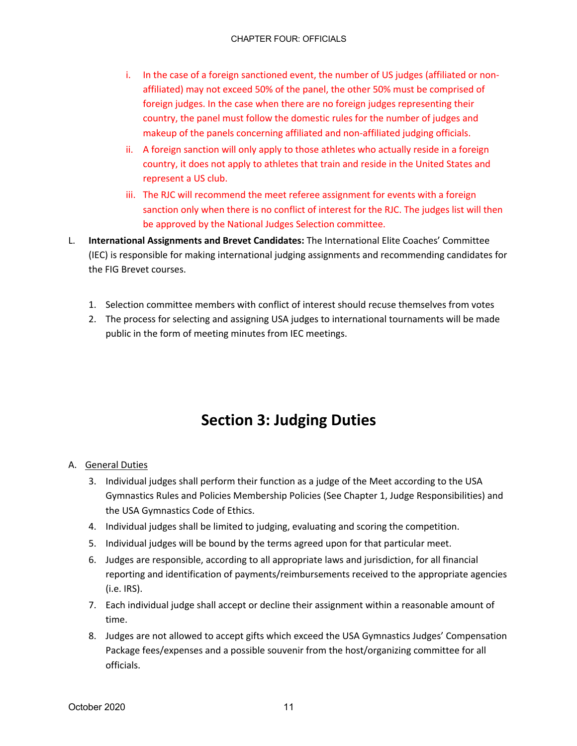i. In the case of a foreign sanctioned event, the number of US judges (affiliated or non-affiliated) may not exceed 50% of the panel, the other 50% must be comprised of foreign judges. In the case when there are no foreign judges representing their country, the panel must follow the domestic rules for the number of judges and makeup of the panels concerning affiliated and non-affiliated judging officials.

ii. A foreign sanction will only apply to those athletes who actually reside in a foreign country, it does not apply to athletes that train and reside in the United States and represent a US club.

iii. The RJC will recommend the meet referee assignment for events with a foreign sanction only when there is no conflict of interest for the RJC. The judges list will then be approved by the National Judges Selection committee.

L. **International Assignments and Brevet Candidates:** The International Elite Coaches' Committee (IEC) is responsible for making international judging assignments and recommending candidates for the FIG Brevet courses.

1. Selection committee members with conflict of interest should recuse themselves from votes
2. The process for selecting and assigning USA judges to international tournaments will be made public in the form of meeting minutes from IEC meetings.

# Section 3: Judging Duties

A. General Duties

3. Individual judges shall perform their function as a judge of the Meet according to the USA Gymnastics Rules and Policies Membership Policies (See Chapter 1, Judge Responsibilities) and the USA Gymnastics Code of Ethics.
4. Individual judges shall be limited to judging, evaluating and scoring the competition.
5. Individual judges will be bound by the terms agreed upon for that particular meet.
6. Judges are responsible, according to all appropriate laws and jurisdiction, for all financial reporting and identification of payments/reimbursements received to the appropriate agencies (i.e. IRS).
7. Each individual judge shall accept or decline their assignment within a reasonable amount of time.
8. Judges are not allowed to accept gifts which exceed the USA Gymnastics Judges' Compensation Package fees/expenses and a possible souvenir from the host/organizing committee for all officials.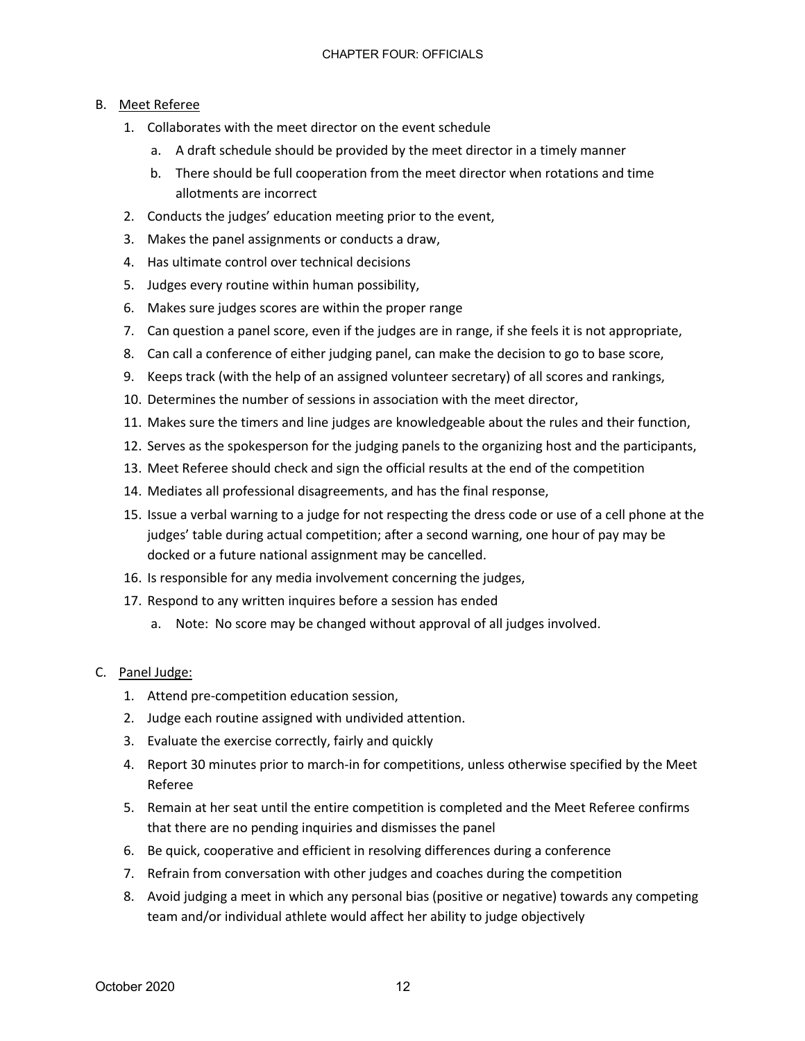B. Meet Referee

1. Collaborates with the meet director on the event schedule
   a. A draft schedule should be provided by the meet director in a timely manner
   b. There should be full cooperation from the meet director when rotations and time allotments are incorrect
2. Conducts the judges' education meeting prior to the event,
3. Makes the panel assignments or conducts a draw,
4. Has ultimate control over technical decisions
5. Judges every routine within human possibility,
6. Makes sure judges scores are within the proper range
7. Can question a panel score, even if the judges are in range, if she feels it is not appropriate,
8. Can call a conference of either judging panel, can make the decision to go to base score,
9. Keeps track (with the help of an assigned volunteer secretary) of all scores and rankings,
10. Determines the number of sessions in association with the meet director,
11. Makes sure the timers and line judges are knowledgeable about the rules and their function,
12. Serves as the spokesperson for the judging panels to the organizing host and the participants,
13. Meet Referee should check and sign the official results at the end of the competition
14. Mediates all professional disagreements, and has the final response,
15. Issue a verbal warning to a judge for not respecting the dress code or use of a cell phone at the judges' table during actual competition; after a second warning, one hour of pay may be docked or a future national assignment may be cancelled.
16. Is responsible for any media involvement concerning the judges,
17. Respond to any written inquires before a session has ended
   a. Note: No score may be changed without approval of all judges involved.

C. Panel Judge:

1. Attend pre-competition education session,
2. Judge each routine assigned with undivided attention.
3. Evaluate the exercise correctly, fairly and quickly
4. Report 30 minutes prior to march-in for competitions, unless otherwise specified by the Meet Referee
5. Remain at her seat until the entire competition is completed and the Meet Referee confirms that there are no pending inquiries and dismisses the panel
6. Be quick, cooperative and efficient in resolving differences during a conference
7. Refrain from conversation with other judges and coaches during the competition
8. Avoid judging a meet in which any personal bias (positive or negative) towards any competing team and/or individual athlete would affect her ability to judge objectively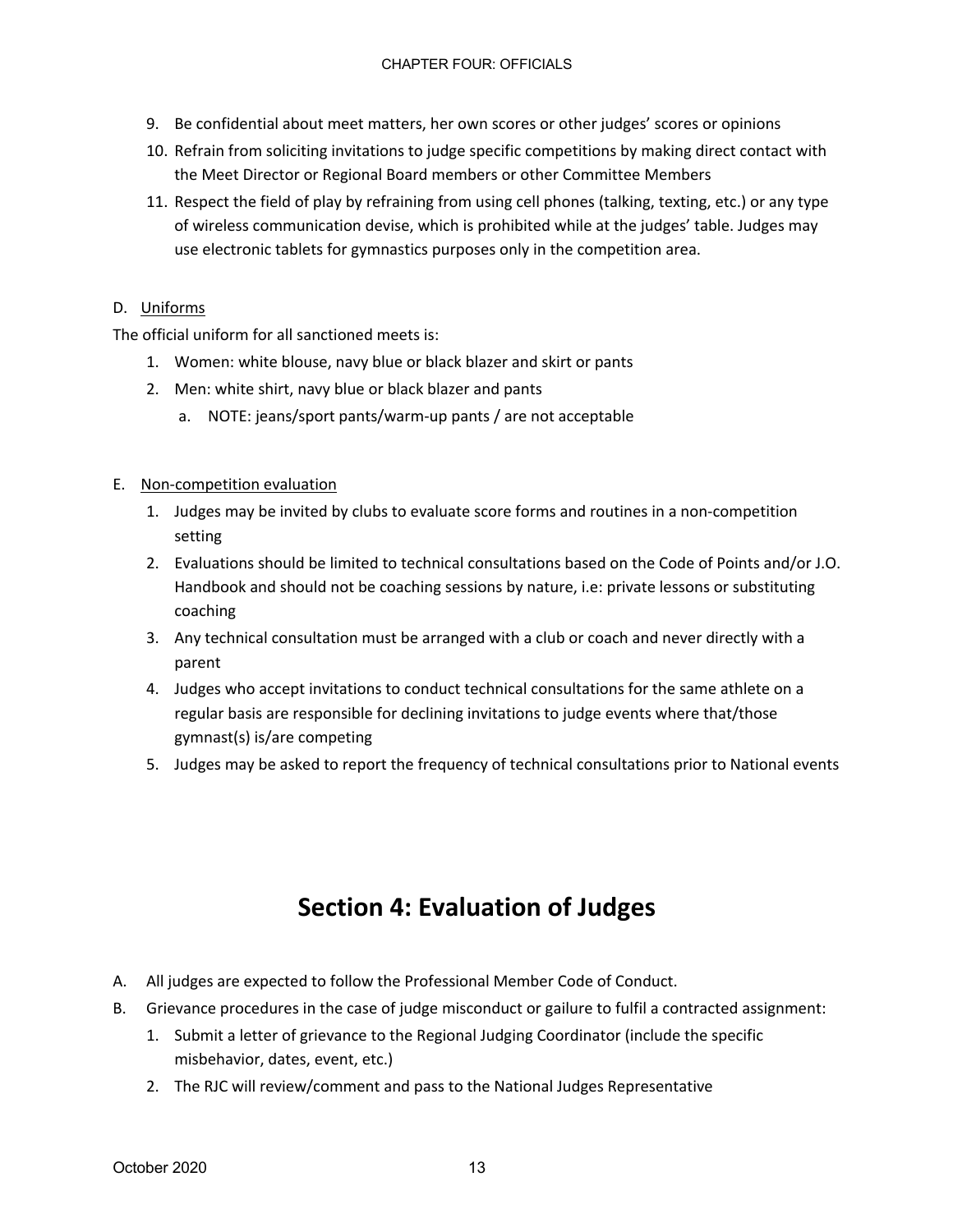9. Be confidential about meet matters, her own scores or other judges' scores or opinions
10. Refrain from soliciting invitations to judge specific competitions by making direct contact with the Meet Director or Regional Board members or other Committee Members
11. Respect the field of play by refraining from using cell phones (talking, texting, etc.) or any type of wireless communication devise, which is prohibited while at the judges' table. Judges may use electronic tablets for gymnastics purposes only in the competition area.

D. Uniforms

The official uniform for all sanctioned meets is:

1. Women: white blouse, navy blue or black blazer and skirt or pants
2. Men: white shirt, navy blue or black blazer and pants
   a. NOTE: jeans/sport pants/warm-up pants / are not acceptable

E. Non-competition evaluation

1. Judges may be invited by clubs to evaluate score forms and routines in a non-competition setting
2. Evaluations should be limited to technical consultations based on the Code of Points and/or J.O. Handbook and should not be coaching sessions by nature, i.e: private lessons or substituting coaching
3. Any technical consultation must be arranged with a club or coach and never directly with a parent
4. Judges who accept invitations to conduct technical consultations for the same athlete on a regular basis are responsible for declining invitations to judge events where that/those gymnast(s) is/are competing
5. Judges may be asked to report the frequency of technical consultations prior to National events

# Section 4: Evaluation of Judges

A. All judges are expected to follow the Professional Member Code of Conduct.

B. Grievance procedures in the case of judge misconduct or gailure to fulfil a contracted assignment:

1. Submit a letter of grievance to the Regional Judging Coordinator (include the specific misbehavior, dates, event, etc.)
2. The RJC will review/comment and pass to the National Judges Representative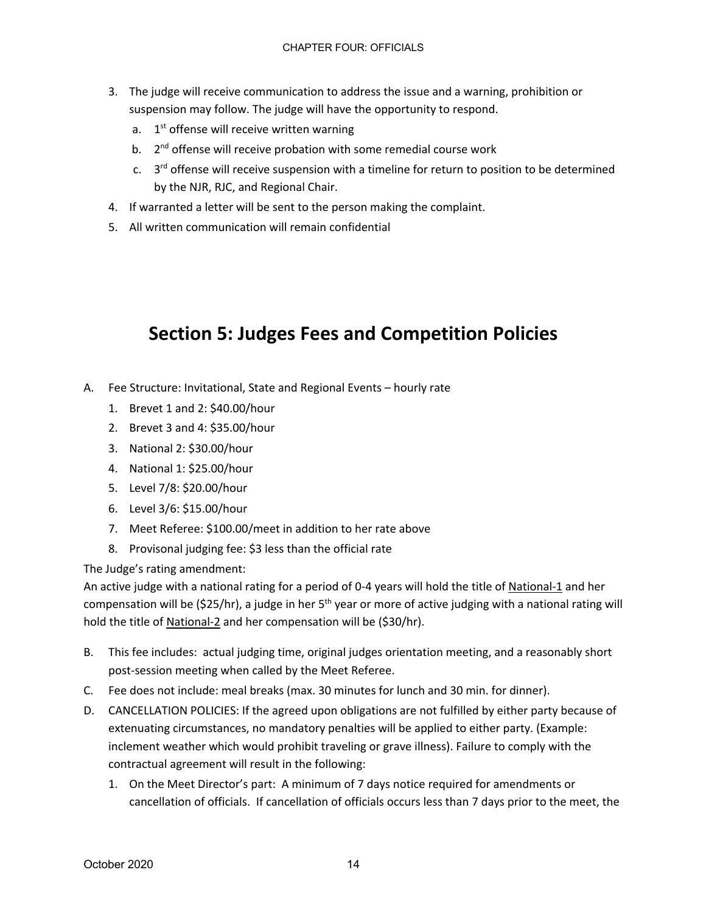3. The judge will receive communication to address the issue and a warning, prohibition or suspension may follow. The judge will have the opportunity to respond.
   a. 1st offense will receive written warning
   b. 2nd offense will receive probation with some remedial course work
   c. 3rd offense will receive suspension with a timeline for return to position to be determined by the NJR, RJC, and Regional Chair.
4. If warranted a letter will be sent to the person making the complaint.
5. All written communication will remain confidential

# Section 5: Judges Fees and Competition Policies

A. Fee Structure: Invitational, State and Regional Events – hourly rate
   1. Brevet 1 and 2: $40.00/hour
   2. Brevet 3 and 4: $35.00/hour
   3. National 2: $30.00/hour
   4. National 1: $25.00/hour
   5. Level 7/8: $20.00/hour
   6. Level 3/6: $15.00/hour
   7. Meet Referee: $100.00/meet in addition to her rate above
   8. Provisonal judging fee: $3 less than the official rate

The Judge's rating amendment:
An active judge with a national rating for a period of 0-4 years will hold the title of <u>National-1</u> and her compensation will be ($25/hr), a judge in her 5th year or more of active judging with a national rating will hold the title of <u>National-2</u> and her compensation will be ($30/hr).

B. This fee includes: actual judging time, original judges orientation meeting, and a reasonably short post-session meeting when called by the Meet Referee.
C. Fee does not include: meal breaks (max. 30 minutes for lunch and 30 min. for dinner).
D. CANCELLATION POLICIES: If the agreed upon obligations are not fulfilled by either party because of extenuating circumstances, no mandatory penalties will be applied to either party. (Example: inclement weather which would prohibit traveling or grave illness). Failure to comply with the contractual agreement will result in the following:
   1. On the Meet Director's part: A minimum of 7 days notice required for amendments or cancellation of officials. If cancellation of officials occurs less than 7 days prior to the meet, the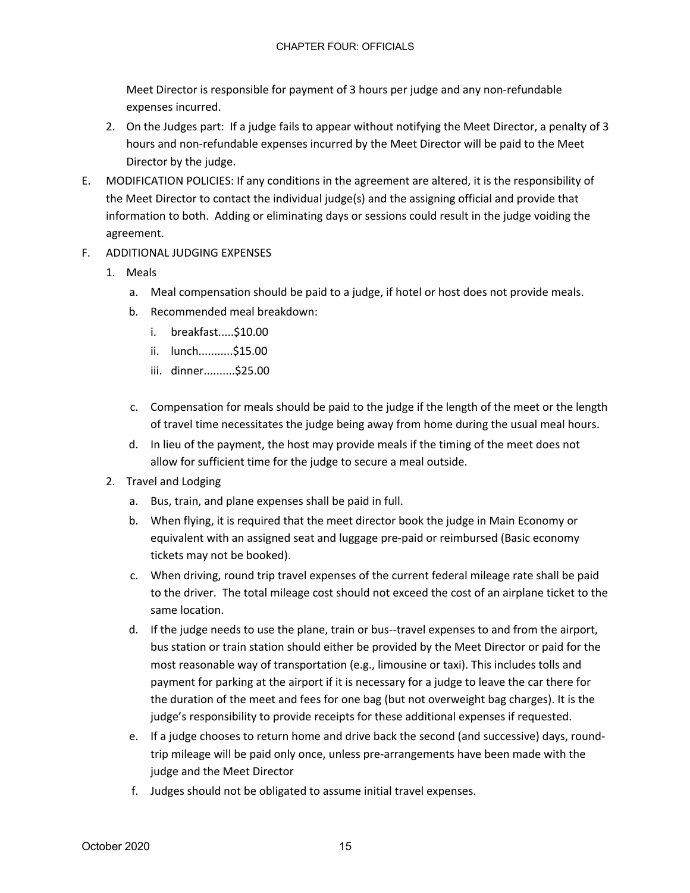Meet Director is responsible for payment of 3 hours per judge and any non-refundable expenses incurred.

2. On the Judges part: If a judge fails to appear without notifying the Meet Director, a penalty of 3 hours and non-refundable expenses incurred by the Meet Director will be paid to the Meet Director by the judge.

E. MODIFICATION POLICIES: If any conditions in the agreement are altered, it is the responsibility of the Meet Director to contact the individual judge(s) and the assigning official and provide that information to both. Adding or eliminating days or sessions could result in the judge voiding the agreement.

F. ADDITIONAL JUDGING EXPENSES

1. Meals
   a. Meal compensation should be paid to a judge, if hotel or host does not provide meals.
   b. Recommended meal breakdown:
      i. breakfast.....$10.00
      ii. lunch...........$15.00
      iii. dinner..........$25.00

   c. Compensation for meals should be paid to the judge if the length of the meet or the length of travel time necessitates the judge being away from home during the usual meal hours.
   d. In lieu of the payment, the host may provide meals if the timing of the meet does not allow for sufficient time for the judge to secure a meal outside.

2. Travel and Lodging
   a. Bus, train, and plane expenses shall be paid in full.
   b. When flying, it is required that the meet director book the judge in Main Economy or equivalent with an assigned seat and luggage pre-paid or reimbursed (Basic economy tickets may not be booked).
   c. When driving, round trip travel expenses of the current federal mileage rate shall be paid to the driver. The total mileage cost should not exceed the cost of an airplane ticket to the same location.
   d. If the judge needs to use the plane, train or bus--travel expenses to and from the airport, bus station or train station should either be provided by the Meet Director or paid for the most reasonable way of transportation (e.g., limousine or taxi). This includes tolls and payment for parking at the airport if it is necessary for a judge to leave the car there for the duration of the meet and fees for one bag (but not overweight bag charges). It is the judge's responsibility to provide receipts for these additional expenses if requested.
   e. If a judge chooses to return home and drive back the second (and successive) days, round-trip mileage will be paid only once, unless pre-arrangements have been made with the judge and the Meet Director
   f. Judges should not be obligated to assume initial travel expenses.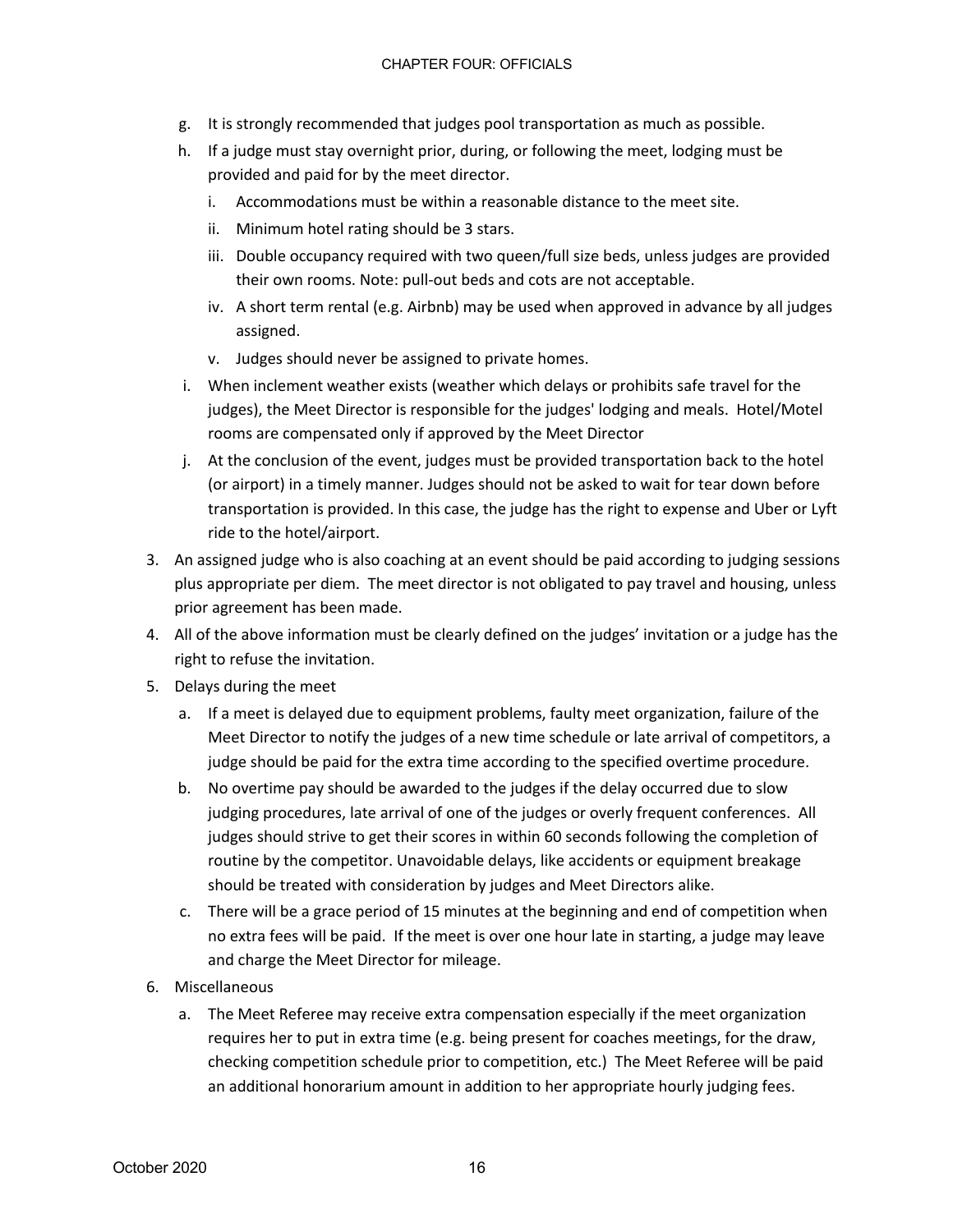g. It is strongly recommended that judges pool transportation as much as possible.
h. If a judge must stay overnight prior, during, or following the meet, lodging must be provided and paid for by the meet director.
   i. Accommodations must be within a reasonable distance to the meet site.
   ii. Minimum hotel rating should be 3 stars.
   iii. Double occupancy required with two queen/full size beds, unless judges are provided their own rooms. Note: pull-out beds and cots are not acceptable.
   iv. A short term rental (e.g. Airbnb) may be used when approved in advance by all judges assigned.
   v. Judges should never be assigned to private homes.
i. When inclement weather exists (weather which delays or prohibits safe travel for the judges), the Meet Director is responsible for the judges' lodging and meals. Hotel/Motel rooms are compensated only if approved by the Meet Director
j. At the conclusion of the event, judges must be provided transportation back to the hotel (or airport) in a timely manner. Judges should not be asked to wait for tear down before transportation is provided. In this case, the judge has the right to expense and Uber or Lyft ride to the hotel/airport.

3. An assigned judge who is also coaching at an event should be paid according to judging sessions plus appropriate per diem. The meet director is not obligated to pay travel and housing, unless prior agreement has been made.
4. All of the above information must be clearly defined on the judges' invitation or a judge has the right to refuse the invitation.
5. Delays during the meet
   a. If a meet is delayed due to equipment problems, faulty meet organization, failure of the Meet Director to notify the judges of a new time schedule or late arrival of competitors, a judge should be paid for the extra time according to the specified overtime procedure.
   b. No overtime pay should be awarded to the judges if the delay occurred due to slow judging procedures, late arrival of one of the judges or overly frequent conferences. All judges should strive to get their scores in within 60 seconds following the completion of routine by the competitor. Unavoidable delays, like accidents or equipment breakage should be treated with consideration by judges and Meet Directors alike.
   c. There will be a grace period of 15 minutes at the beginning and end of competition when no extra fees will be paid. If the meet is over one hour late in starting, a judge may leave and charge the Meet Director for mileage.
6. Miscellaneous
   a. The Meet Referee may receive extra compensation especially if the meet organization requires her to put in extra time (e.g. being present for coaches meetings, for the draw, checking competition schedule prior to competition, etc.) The Meet Referee will be paid an additional honorarium amount in addition to her appropriate hourly judging fees.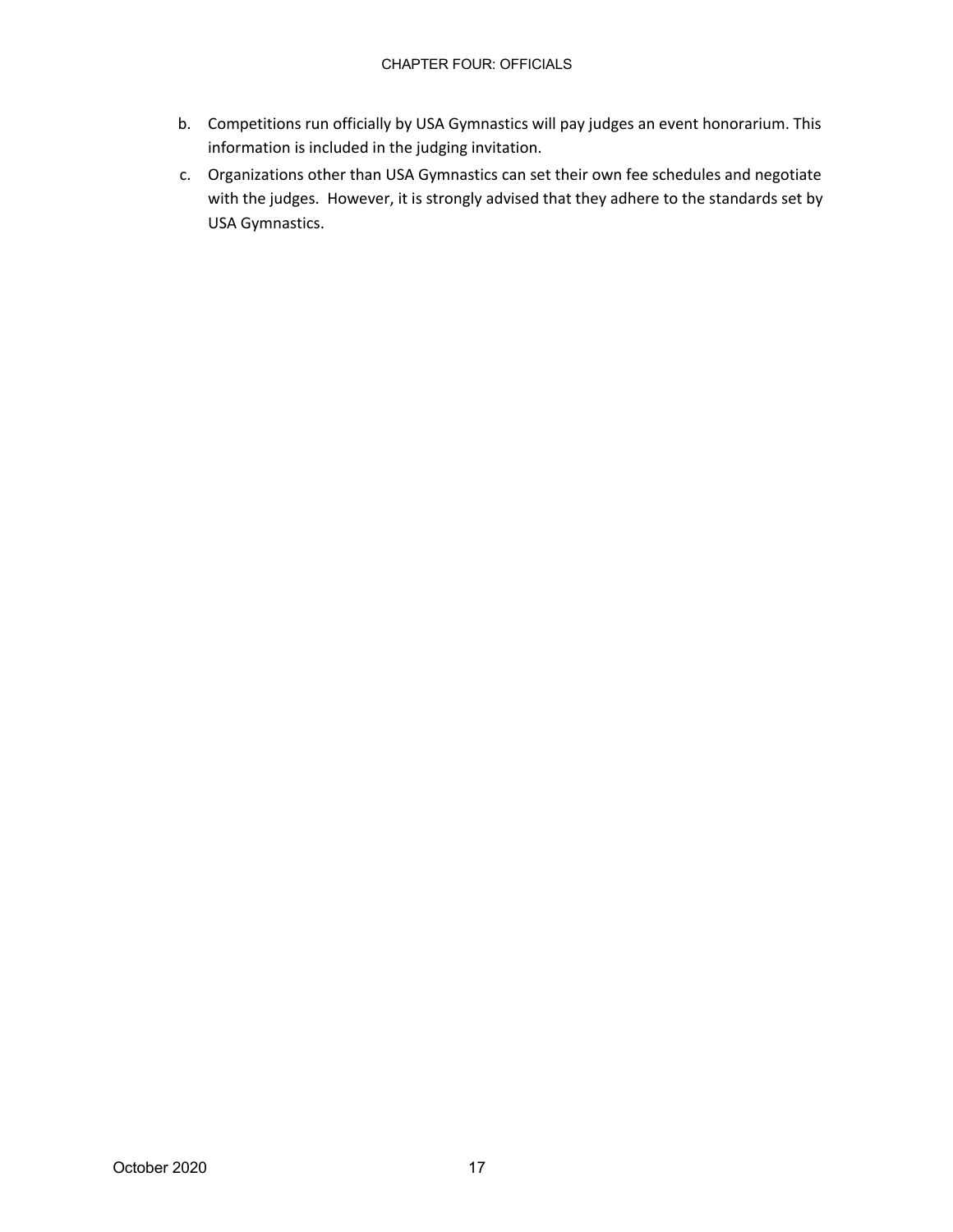b. Competitions run officially by USA Gymnastics will pay judges an event honorarium. This information is included in the judging invitation.

c. Organizations other than USA Gymnastics can set their own fee schedules and negotiate with the judges. However, it is strongly advised that they adhere to the standards set by USA Gymnastics.